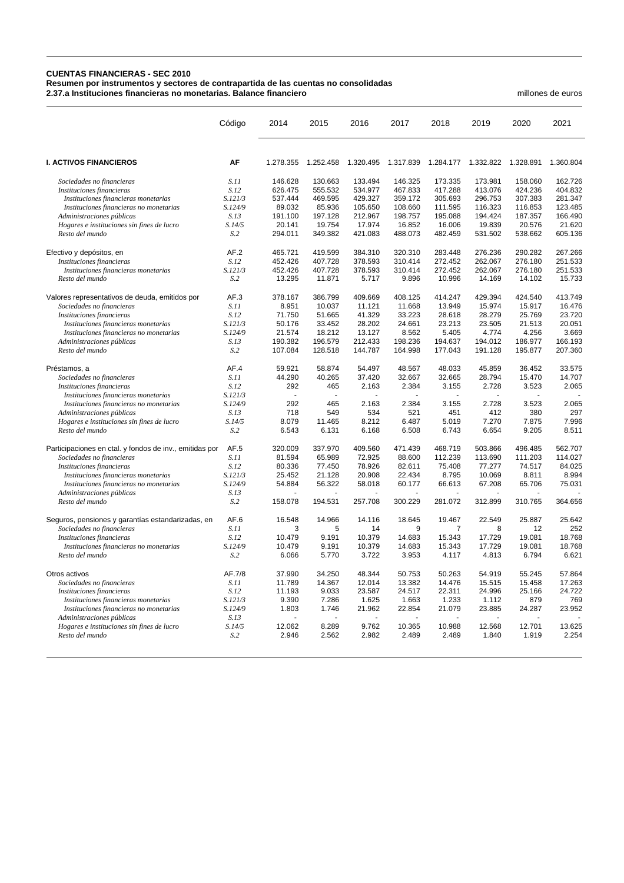**CUENTAS FINANCIERAS - SEC 2010**
**Resumen por instrumentos y sectores de contrapartida de las cuentas no consolidadas**
**2.37.a Instituciones financieras no monetarias. Balance financiero**

millones de euros

| | Código | 2014 | 2015 | 2016 | 2017 | 2018 | 2019 | 2020 | 2021 |
|---|---|---|---|---|---|---|---|---|---|
| **I. ACTIVOS FINANCIEROS** | **AF** | 1.278.355 | 1.252.458 | 1.320.495 | 1.317.839 | 1.284.177 | 1.332.822 | 1.328.891 | 1.360.804 |
| *Sociedades no financieras* | *S.11* | 146.628 | 130.663 | 133.494 | 146.325 | 173.335 | 173.981 | 158.060 | 162.726 |
| *Instituciones financieras* | *S.12* | 626.475 | 555.532 | 534.977 | 467.833 | 417.288 | 413.076 | 424.236 | 404.832 |
| *Instituciones financieras monetarias* | *S.121/3* | 537.444 | 469.595 | 429.327 | 359.172 | 305.693 | 296.753 | 307.383 | 281.347 |
| *Instituciones financieras no monetarias* | *S.124/9* | 89.032 | 85.936 | 105.650 | 108.660 | 111.595 | 116.323 | 116.853 | 123.485 |
| *Administraciones públicas* | *S.13* | 191.100 | 197.128 | 212.967 | 198.757 | 195.088 | 194.424 | 187.357 | 166.490 |
| *Hogares e instituciones sin fines de lucro* | *S.14/5* | 20.141 | 19.754 | 17.974 | 16.852 | 16.006 | 19.839 | 20.576 | 21.620 |
| *Resto del mundo* | *S.2* | 294.011 | 349.382 | 421.083 | 488.073 | 482.459 | 531.502 | 538.662 | 605.136 |
| Efectivo y depósitos, en | AF.2 | 465.721 | 419.599 | 384.310 | 320.310 | 283.448 | 276.236 | 290.282 | 267.266 |
| *Instituciones financieras* | *S.12* | 452.426 | 407.728 | 378.593 | 310.414 | 272.452 | 262.067 | 276.180 | 251.533 |
| *Instituciones financieras monetarias* | *S.121/3* | 452.426 | 407.728 | 378.593 | 310.414 | 272.452 | 262.067 | 276.180 | 251.533 |
| *Resto del mundo* | *S.2* | 13.295 | 11.871 | 5.717 | 9.896 | 10.996 | 14.169 | 14.102 | 15.733 |
| Valores representativos de deuda, emitidos por | AF.3 | 378.167 | 386.799 | 409.669 | 408.125 | 414.247 | 429.394 | 424.540 | 413.749 |
| *Sociedades no financieras* | *S.11* | 8.951 | 10.037 | 11.121 | 11.668 | 13.949 | 15.974 | 15.917 | 16.476 |
| *Instituciones financieras* | *S.12* | 71.750 | 51.665 | 41.329 | 33.223 | 28.618 | 28.279 | 25.769 | 23.720 |
| *Instituciones financieras monetarias* | *S.121/3* | 50.176 | 33.452 | 28.202 | 24.661 | 23.213 | 23.505 | 21.513 | 20.051 |
| *Instituciones financieras no monetarias* | *S.124/9* | 21.574 | 18.212 | 13.127 | 8.562 | 5.405 | 4.774 | 4.256 | 3.669 |
| *Administraciones públicas* | *S.13* | 190.382 | 196.579 | 212.433 | 198.236 | 194.637 | 194.012 | 186.977 | 166.193 |
| *Resto del mundo* | *S.2* | 107.084 | 128.518 | 144.787 | 164.998 | 177.043 | 191.128 | 195.877 | 207.360 |
| Préstamos, a | AF.4 | 59.921 | 58.874 | 54.497 | 48.567 | 48.033 | 45.859 | 36.452 | 33.575 |
| *Sociedades no financieras* | *S.11* | 44.290 | 40.265 | 37.420 | 32.667 | 32.665 | 28.794 | 15.470 | 14.707 |
| *Instituciones financieras* | *S.12* | 292 | 465 | 2.163 | 2.384 | 3.155 | 2.728 | 3.523 | 2.065 |
| *Instituciones financieras monetarias* | *S.121/3* | - | - | - | - | - | - | - | - |
| *Instituciones financieras no monetarias* | *S.124/9* | 292 | 465 | 2.163 | 2.384 | 3.155 | 2.728 | 3.523 | 2.065 |
| *Administraciones públicas* | *S.13* | 718 | 549 | 534 | 521 | 451 | 412 | 380 | 297 |
| *Hogares e instituciones sin fines de lucro* | *S.14/5* | 8.079 | 11.465 | 8.212 | 6.487 | 5.019 | 7.270 | 7.875 | 7.996 |
| *Resto del mundo* | *S.2* | 6.543 | 6.131 | 6.168 | 6.508 | 6.743 | 6.654 | 9.205 | 8.511 |
| Participaciones en ctal. y fondos de inv., emitidas por | AF.5 | 320.009 | 337.970 | 409.560 | 471.439 | 468.719 | 503.866 | 496.485 | 562.707 |
| *Sociedades no financieras* | *S.11* | 81.594 | 65.989 | 72.925 | 88.600 | 112.239 | 113.690 | 111.203 | 114.027 |
| *Instituciones financieras* | *S.12* | 80.336 | 77.450 | 78.926 | 82.611 | 75.408 | 77.277 | 74.517 | 84.025 |
| *Instituciones financieras monetarias* | *S.121/3* | 25.452 | 21.128 | 20.908 | 22.434 | 8.795 | 10.069 | 8.811 | 8.994 |
| *Instituciones financieras no monetarias* | *S.124/9* | 54.884 | 56.322 | 58.018 | 60.177 | 66.613 | 67.208 | 65.706 | 75.031 |
| *Administraciones públicas* | *S.13* | - | - | - | - | - | - | - | - |
| *Resto del mundo* | *S.2* | 158.078 | 194.531 | 257.708 | 300.229 | 281.072 | 312.899 | 310.765 | 364.656 |
| Seguros, pensiones y garantías estandarizadas, en | AF.6 | 16.548 | 14.966 | 14.116 | 18.645 | 19.467 | 22.549 | 25.887 | 25.642 |
| *Sociedades no financieras* | *S.11* | 3 | 5 | 14 | 9 | 7 | 8 | 12 | 252 |
| *Instituciones financieras* | *S.12* | 10.479 | 9.191 | 10.379 | 14.683 | 15.343 | 17.729 | 19.081 | 18.768 |
| *Instituciones financieras no monetarias* | *S.124/9* | 10.479 | 9.191 | 10.379 | 14.683 | 15.343 | 17.729 | 19.081 | 18.768 |
| *Resto del mundo* | *S.2* | 6.066 | 5.770 | 3.722 | 3.953 | 4.117 | 4.813 | 6.794 | 6.621 |
| Otros activos | AF.7/8 | 37.990 | 34.250 | 48.344 | 50.753 | 50.263 | 54.919 | 55.245 | 57.864 |
| *Sociedades no financieras* | *S.11* | 11.789 | 14.367 | 12.014 | 13.382 | 14.476 | 15.515 | 15.458 | 17.263 |
| *Instituciones financieras* | *S.12* | 11.193 | 9.033 | 23.587 | 24.517 | 22.311 | 24.996 | 25.166 | 24.722 |
| *Instituciones financieras monetarias* | *S.121/3* | 9.390 | 7.286 | 1.625 | 1.663 | 1.233 | 1.112 | 879 | 769 |
| *Instituciones financieras no monetarias* | *S.124/9* | 1.803 | 1.746 | 21.962 | 22.854 | 21.079 | 23.885 | 24.287 | 23.952 |
| *Administraciones públicas* | *S.13* | - | - | - | - | - | - | - | - |
| *Hogares e instituciones sin fines de lucro* | *S.14/5* | 12.062 | 8.289 | 9.762 | 10.365 | 10.988 | 12.568 | 12.701 | 13.625 |
| *Resto del mundo* | *S.2* | 2.946 | 2.562 | 2.982 | 2.489 | 2.489 | 1.840 | 1.919 | 2.254 |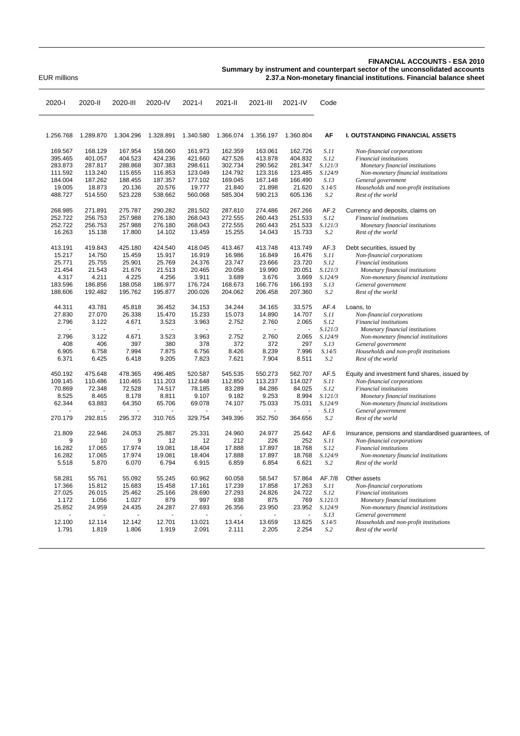**FINANCIAL ACCOUNTS - ESA 2010**
**Summary by instrument and counterpart sector of the unconsolidated accounts**
**2.37.a Non-monetary financial institutions. Financial balance sheet**

EUR millions

| 2020-I | 2020-II | 2020-III | 2020-IV | 2021-I | 2021-II | 2021-III | 2021-IV | Code | |
|---|---|---|---|---|---|---|---|---|---|
| 1.256.768 | 1.289.870 | 1.304.296 | 1.328.891 | 1.340.580 | 1.366.074 | 1.356.197 | 1.360.804 | **AF** | **I. OUTSTANDING FINANCIAL ASSETS** |
| 169.567 | 168.129 | 167.954 | 158.060 | 161.973 | 162.359 | 163.061 | 162.726 | *S.11* | *Non-financial corporations* |
| 395.465 | 401.057 | 404.523 | 424.236 | 421.660 | 427.526 | 413.878 | 404.832 | *S.12* | *Financial institutions* |
| 283.873 | 287.817 | 288.868 | 307.383 | 298.611 | 302.734 | 290.562 | 281.347 | *S.121/3* | *Monetary financial institutions* |
| 111.592 | 113.240 | 115.655 | 116.853 | 123.049 | 124.792 | 123.316 | 123.485 | *S.124/9* | *Non-monetary financial institutions* |
| 184.004 | 187.262 | 188.455 | 187.357 | 177.102 | 169.045 | 167.148 | 166.490 | *S.13* | *General government* |
| 19.005 | 18.873 | 20.136 | 20.576 | 19.777 | 21.840 | 21.898 | 21.620 | *S.14/5* | *Households and non-profit institutions* |
| 488.727 | 514.550 | 523.228 | 538.662 | 560.068 | 585.304 | 590.213 | 605.136 | *S.2* | *Rest of the world* |
| 268.985 | 271.891 | 275.787 | 290.282 | 281.502 | 287.810 | 274.486 | 267.266 | AF.2 | Currency and deposits, claims on |
| 252.722 | 256.753 | 257.988 | 276.180 | 268.043 | 272.555 | 260.443 | 251.533 | *S.12* | *Financial institutions* |
| 252.722 | 256.753 | 257.988 | 276.180 | 268.043 | 272.555 | 260.443 | 251.533 | *S.121/3* | *Monetary financial institutions* |
| 16.263 | 15.138 | 17.800 | 14.102 | 13.459 | 15.255 | 14.043 | 15.733 | *S.2* | *Rest of the world* |
| 413.191 | 419.843 | 425.180 | 424.540 | 418.045 | 413.467 | 413.748 | 413.749 | AF.3 | Debt securities, issued by |
| 15.217 | 14.750 | 15.459 | 15.917 | 16.919 | 16.986 | 16.849 | 16.476 | *S.11* | *Non-financial corporations* |
| 25.771 | 25.755 | 25.901 | 25.769 | 24.376 | 23.747 | 23.666 | 23.720 | *S.12* | *Financial institutions* |
| 21.454 | 21.543 | 21.676 | 21.513 | 20.465 | 20.058 | 19.990 | 20.051 | *S.121/3* | *Monetary financial institutions* |
| 4.317 | 4.211 | 4.225 | 4.256 | 3.911 | 3.689 | 3.676 | 3.669 | *S.124/9* | *Non-monetary financial institutions* |
| 183.596 | 186.856 | 188.058 | 186.977 | 176.724 | 168.673 | 166.776 | 166.193 | *S.13* | *General government* |
| 188.606 | 192.482 | 195.762 | 195.877 | 200.026 | 204.062 | 206.458 | 207.360 | *S.2* | *Rest of the world* |
| 44.311 | 43.781 | 45.818 | 36.452 | 34.153 | 34.244 | 34.165 | 33.575 | AF.4 | Loans, to |
| 27.830 | 27.070 | 26.338 | 15.470 | 15.233 | 15.073 | 14.890 | 14.707 | *S.11* | *Non-financial corporations* |
| 2.796 | 3.122 | 4.671 | 3.523 | 3.963 | 2.752 | 2.760 | 2.065 | *S.12* | *Financial institutions* |
| - | - | - | - | - | - | - | - | *S.121/3* | *Monetary financial institutions* |
| 2.796 | 3.122 | 4.671 | 3.523 | 3.963 | 2.752 | 2.760 | 2.065 | *S.124/9* | *Non-monetary financial institutions* |
| 408 | 406 | 397 | 380 | 378 | 372 | 372 | 297 | *S.13* | *General government* |
| 6.905 | 6.758 | 7.994 | 7.875 | 6.756 | 8.426 | 8.239 | 7.996 | *S.14/5* | *Households and non-profit institutions* |
| 6.371 | 6.425 | 6.418 | 9.205 | 7.823 | 7.621 | 7.904 | 8.511 | *S.2* | *Rest of the world* |
| 450.192 | 475.648 | 478.365 | 496.485 | 520.587 | 545.535 | 550.273 | 562.707 | AF.5 | Equity and investment fund shares, issued by |
| 109.145 | 110.486 | 110.465 | 111.203 | 112.648 | 112.850 | 113.237 | 114.027 | *S.11* | *Non-financial corporations* |
| 70.869 | 72.348 | 72.528 | 74.517 | 78.185 | 83.289 | 84.286 | 84.025 | *S.12* | *Financial institutions* |
| 8.525 | 8.465 | 8.178 | 8.811 | 9.107 | 9.182 | 9.253 | 8.994 | *S.121/3* | *Monetary financial institutions* |
| 62.344 | 63.883 | 64.350 | 65.706 | 69.078 | 74.107 | 75.033 | 75.031 | *S.124/9* | *Non-monetary financial institutions* |
| - | - | - | - | - | - | - | - | *S.13* | *General government* |
| 270.179 | 292.815 | 295.372 | 310.765 | 329.754 | 349.396 | 352.750 | 364.656 | *S.2* | *Rest of the world* |
| 21.809 | 22.946 | 24.053 | 25.887 | 25.331 | 24.960 | 24.977 | 25.642 | AF.6 | Insurance, pensions and standardised guarantees, of |
| 9 | 10 | 9 | 12 | 12 | 212 | 226 | 252 | *S.11* | *Non-financial corporations* |
| 16.282 | 17.065 | 17.974 | 19.081 | 18.404 | 17.888 | 17.897 | 18.768 | *S.12* | *Financial institutions* |
| 16.282 | 17.065 | 17.974 | 19.081 | 18.404 | 17.888 | 17.897 | 18.768 | *S.124/9* | *Non-monetary financial institutions* |
| 5.518 | 5.870 | 6.070 | 6.794 | 6.915 | 6.859 | 6.854 | 6.621 | *S.2* | *Rest of the world* |
| 58.281 | 55.761 | 55.092 | 55.245 | 60.962 | 60.058 | 58.547 | 57.864 | AF.7/8 | Other assets |
| 17.366 | 15.812 | 15.683 | 15.458 | 17.161 | 17.239 | 17.858 | 17.263 | *S.11* | *Non-financial corporations* |
| 27.025 | 26.015 | 25.462 | 25.166 | 28.690 | 27.293 | 24.826 | 24.722 | *S.12* | *Financial institutions* |
| 1.172 | 1.056 | 1.027 | 879 | 997 | 938 | 875 | 769 | *S.121/3* | *Monetary financial institutions* |
| 25.852 | 24.959 | 24.435 | 24.287 | 27.693 | 26.356 | 23.950 | 23.952 | *S.124/9* | *Non-monetary financial institutions* |
| - | - | - | - | - | - | - | - | *S.13* | *General government* |
| 12.100 | 12.114 | 12.142 | 12.701 | 13.021 | 13.414 | 13.659 | 13.625 | *S.14/5* | *Households and non-profit institutions* |
| 1.791 | 1.819 | 1.806 | 1.919 | 2.091 | 2.111 | 2.205 | 2.254 | *S.2* | *Rest of the world* |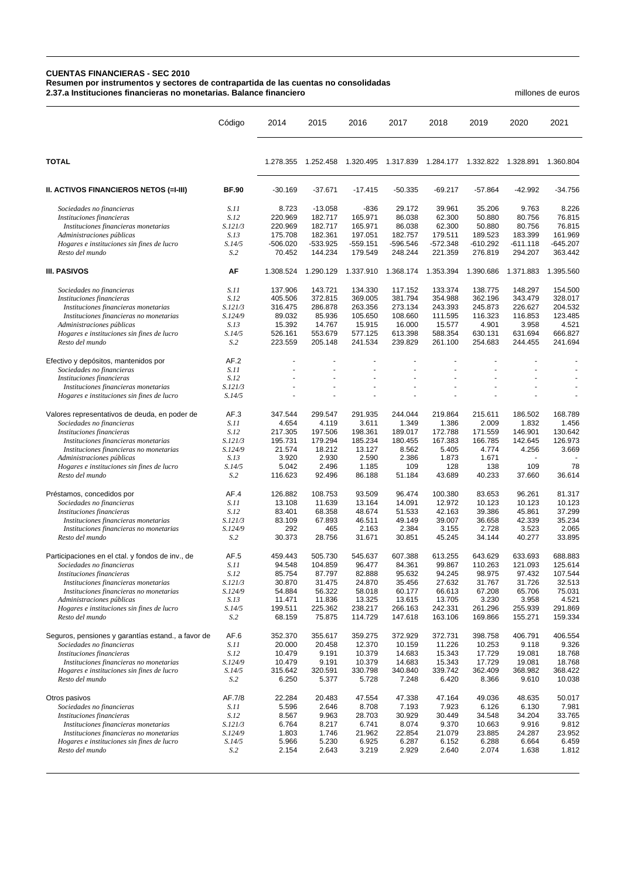**CUENTAS FINANCIERAS - SEC 2010**
**Resumen por instrumentos y sectores de contrapartida de las cuentas no consolidadas**
**2.37.a Instituciones financieras no monetarias. Balance financiero**

millones de euros

| | Código | 2014 | 2015 | 2016 | 2017 | 2018 | 2019 | 2020 | 2021 |
|---|---|---|---|---|---|---|---|---|---|
| **TOTAL** | | 1.278.355 | 1.252.458 | 1.320.495 | 1.317.839 | 1.284.177 | 1.332.822 | 1.328.891 | 1.360.804 |
| **II. ACTIVOS FINANCIEROS NETOS (=I-III)** | **BF.90** | -30.169 | -37.671 | -17.415 | -50.335 | -69.217 | -57.864 | -42.992 | -34.756 |
| *Sociedades no financieras* | *S.11* | 8.723 | -13.058 | -836 | 29.172 | 39.961 | 35.206 | 9.763 | 8.226 |
| *Instituciones financieras* | *S.12* | 220.969 | 182.717 | 165.971 | 86.038 | 62.300 | 50.880 | 80.756 | 76.815 |
| *Instituciones financieras monetarias* | *S.121/3* | 220.969 | 182.717 | 165.971 | 86.038 | 62.300 | 50.880 | 80.756 | 76.815 |
| *Administraciones públicas* | *S.13* | 175.708 | 182.361 | 197.051 | 182.757 | 179.511 | 189.523 | 183.399 | 161.969 |
| *Hogares e instituciones sin fines de lucro* | *S.14/5* | -506.020 | -533.925 | -559.151 | -596.546 | -572.348 | -610.292 | -611.118 | -645.207 |
| *Resto del mundo* | *S.2* | 70.452 | 144.234 | 179.549 | 248.244 | 221.359 | 276.819 | 294.207 | 363.442 |
| **III. PASIVOS** | **AF** | 1.308.524 | 1.290.129 | 1.337.910 | 1.368.174 | 1.353.394 | 1.390.686 | 1.371.883 | 1.395.560 |
| *Sociedades no financieras* | *S.11* | 137.906 | 143.721 | 134.330 | 117.152 | 133.374 | 138.775 | 148.297 | 154.500 |
| *Instituciones financieras* | *S.12* | 405.506 | 372.815 | 369.005 | 381.794 | 354.988 | 362.196 | 343.479 | 328.017 |
| *Instituciones financieras monetarias* | *S.121/3* | 316.475 | 286.878 | 263.356 | 273.134 | 243.393 | 245.873 | 226.627 | 204.532 |
| *Instituciones financieras no monetarias* | *S.124/9* | 89.032 | 85.936 | 105.650 | 108.660 | 111.595 | 116.323 | 116.853 | 123.485 |
| *Administraciones públicas* | *S.13* | 15.392 | 14.767 | 15.915 | 16.000 | 15.577 | 4.901 | 3.958 | 4.521 |
| *Hogares e instituciones sin fines de lucro* | *S.14/5* | 526.161 | 553.679 | 577.125 | 613.398 | 588.354 | 630.131 | 631.694 | 666.827 |
| *Resto del mundo* | *S.2* | 223.559 | 205.148 | 241.534 | 239.829 | 261.100 | 254.683 | 244.455 | 241.694 |
| Efectivo y depósitos, mantenidos por | AF.2 | - | - | - | - | - | - | - | - |
| *Sociedades no financieras* | *S.11* | - | - | - | - | - | - | - | - |
| *Instituciones financieras* | *S.12* | - | - | - | - | - | - | - | - |
| *Instituciones financieras monetarias* | *S.121/3* | - | - | - | - | - | - | - | - |
| *Hogares e instituciones sin fines de lucro* | *S.14/5* | - | - | - | - | - | - | - | - |
| Valores representativos de deuda, en poder de | AF.3 | 347.544 | 299.547 | 291.935 | 244.044 | 219.864 | 215.611 | 186.502 | 168.789 |
| *Sociedades no financieras* | *S.11* | 4.654 | 4.119 | 3.611 | 1.349 | 1.386 | 2.009 | 1.832 | 1.456 |
| *Instituciones financieras* | *S.12* | 217.305 | 197.506 | 198.361 | 189.017 | 172.788 | 171.559 | 146.901 | 130.642 |
| *Instituciones financieras monetarias* | *S.121/3* | 195.731 | 179.294 | 185.234 | 180.455 | 167.383 | 166.785 | 142.645 | 126.973 |
| *Instituciones financieras no monetarias* | *S.124/9* | 21.574 | 18.212 | 13.127 | 8.562 | 5.405 | 4.774 | 4.256 | 3.669 |
| *Administraciones públicas* | *S.13* | 3.920 | 2.930 | 2.590 | 2.386 | 1.873 | 1.671 | - | - |
| *Hogares e instituciones sin fines de lucro* | *S.14/5* | 5.042 | 2.496 | 1.185 | 109 | 128 | 138 | 109 | 78 |
| *Resto del mundo* | *S.2* | 116.623 | 92.496 | 86.188 | 51.184 | 43.689 | 40.233 | 37.660 | 36.614 |
| Préstamos, concedidos por | AF.4 | 126.882 | 108.753 | 93.509 | 96.474 | 100.380 | 83.653 | 96.261 | 81.317 |
| *Sociedades no financieras* | *S.11* | 13.108 | 11.639 | 13.164 | 14.091 | 12.972 | 10.123 | 10.123 | 10.123 |
| *Instituciones financieras* | *S.12* | 83.401 | 68.358 | 48.674 | 51.533 | 42.163 | 39.386 | 45.861 | 37.299 |
| *Instituciones financieras monetarias* | *S.121/3* | 83.109 | 67.893 | 46.511 | 49.149 | 39.007 | 36.658 | 42.339 | 35.234 |
| *Instituciones financieras no monetarias* | *S.124/9* | 292 | 465 | 2.163 | 2.384 | 3.155 | 2.728 | 3.523 | 2.065 |
| *Resto del mundo* | *S.2* | 30.373 | 28.756 | 31.671 | 30.851 | 45.245 | 34.144 | 40.277 | 33.895 |
| Participaciones en el ctal. y fondos de inv., de | AF.5 | 459.443 | 505.730 | 545.637 | 607.388 | 613.255 | 643.629 | 633.693 | 688.883 |
| *Sociedades no financieras* | *S.11* | 94.548 | 104.859 | 96.477 | 84.361 | 99.867 | 110.263 | 121.093 | 125.614 |
| *Instituciones financieras* | *S.12* | 85.754 | 87.797 | 82.888 | 95.632 | 94.245 | 98.975 | 97.432 | 107.544 |
| *Instituciones financieras monetarias* | *S.121/3* | 30.870 | 31.475 | 24.870 | 35.456 | 27.632 | 31.767 | 31.726 | 32.513 |
| *Instituciones financieras no monetarias* | *S.124/9* | 54.884 | 56.322 | 58.018 | 60.177 | 66.613 | 67.208 | 65.706 | 75.031 |
| *Administraciones públicas* | *S.13* | 11.471 | 11.836 | 13.325 | 13.615 | 13.705 | 3.230 | 3.958 | 4.521 |
| *Hogares e instituciones sin fines de lucro* | *S.14/5* | 199.511 | 225.362 | 238.217 | 266.163 | 242.331 | 261.296 | 255.939 | 291.869 |
| *Resto del mundo* | *S.2* | 68.159 | 75.875 | 114.729 | 147.618 | 163.106 | 169.866 | 155.271 | 159.334 |
| Seguros, pensiones y garantías estand., a favor de | AF.6 | 352.370 | 355.617 | 359.275 | 372.929 | 372.731 | 398.758 | 406.791 | 406.554 |
| *Sociedades no financieras* | *S.11* | 20.000 | 20.458 | 12.370 | 10.159 | 11.226 | 10.253 | 9.118 | 9.326 |
| *Instituciones financieras* | *S.12* | 10.479 | 9.191 | 10.379 | 14.683 | 15.343 | 17.729 | 19.081 | 18.768 |
| *Instituciones financieras no monetarias* | *S.124/9* | 10.479 | 9.191 | 10.379 | 14.683 | 15.343 | 17.729 | 19.081 | 18.768 |
| *Hogares e instituciones sin fines de lucro* | *S.14/5* | 315.642 | 320.591 | 330.798 | 340.840 | 339.742 | 362.409 | 368.982 | 368.422 |
| *Resto del mundo* | *S.2* | 6.250 | 5.377 | 5.728 | 7.248 | 6.420 | 8.366 | 9.610 | 10.038 |
| Otros pasivos | AF.7/8 | 22.284 | 20.483 | 47.554 | 47.338 | 47.164 | 49.036 | 48.635 | 50.017 |
| *Sociedades no financieras* | *S.11* | 5.596 | 2.646 | 8.708 | 7.193 | 7.923 | 6.126 | 6.130 | 7.981 |
| *Instituciones financieras* | *S.12* | 8.567 | 9.963 | 28.703 | 30.929 | 30.449 | 34.548 | 34.204 | 33.765 |
| *Instituciones financieras monetarias* | *S.121/3* | 6.764 | 8.217 | 6.741 | 8.074 | 9.370 | 10.663 | 9.916 | 9.812 |
| *Instituciones financieras no monetarias* | *S.124/9* | 1.803 | 1.746 | 21.962 | 22.854 | 21.079 | 23.885 | 24.287 | 23.952 |
| *Hogares e instituciones sin fines de lucro* | *S.14/5* | 5.966 | 5.230 | 6.925 | 6.287 | 6.152 | 6.288 | 6.664 | 6.459 |
| *Resto del mundo* | *S.2* | 2.154 | 2.643 | 3.219 | 2.929 | 2.640 | 2.074 | 1.638 | 1.812 |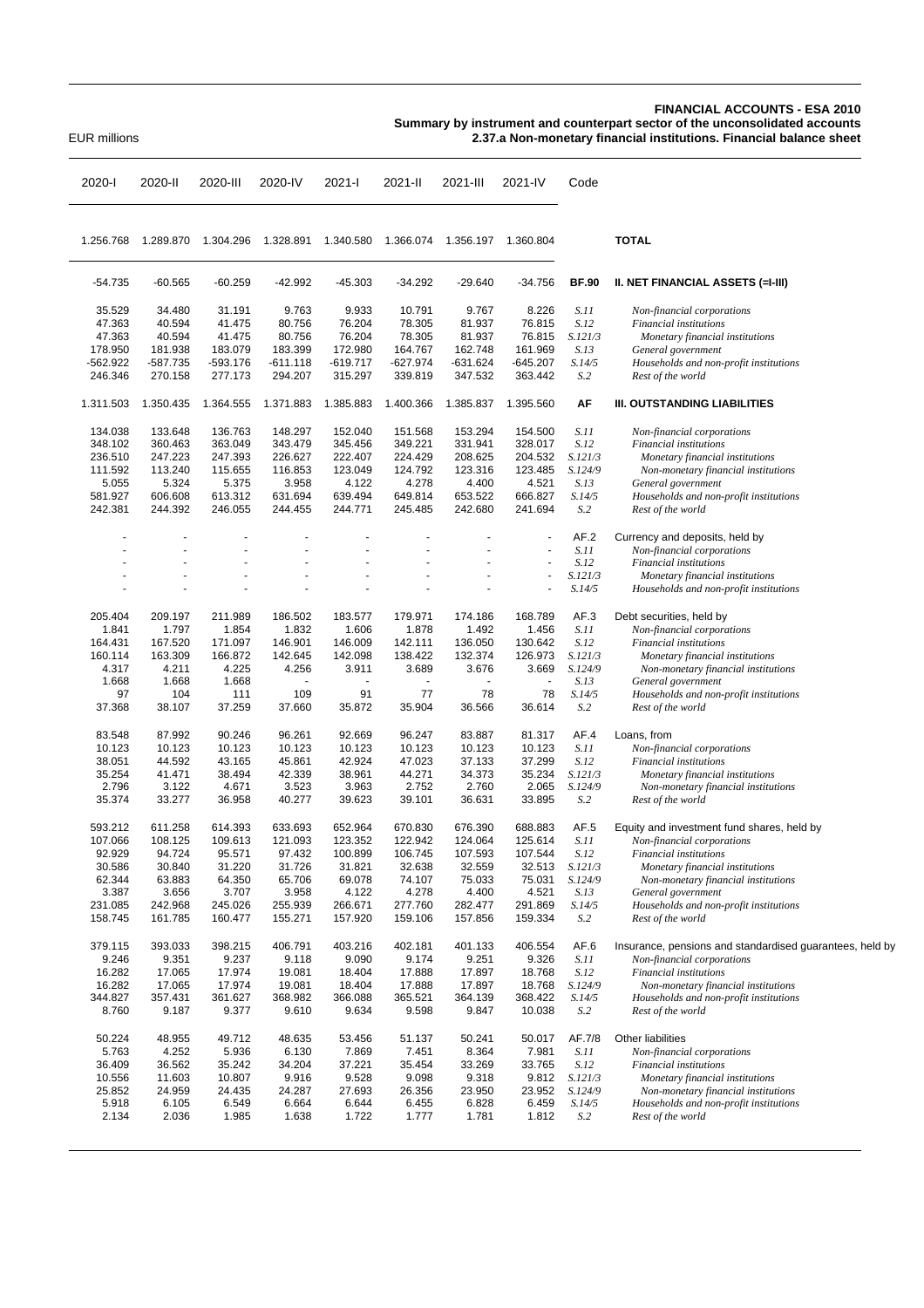EUR millions

**FINANCIAL ACCOUNTS - ESA 2010**
**Summary by instrument and counterpart sector of the unconsolidated accounts**
**2.37.a Non-monetary financial institutions. Financial balance sheet**

| 2020-I | 2020-II | 2020-III | 2020-IV | 2021-I | 2021-II | 2021-III | 2021-IV | Code | |
|---|---|---|---|---|---|---|---|---|---|
| 1.256.768 | 1.289.870 | 1.304.296 | 1.328.891 | 1.340.580 | 1.366.074 | 1.356.197 | 1.360.804 | | **TOTAL** |
| -54.735 | -60.565 | -60.259 | -42.992 | -45.303 | -34.292 | -29.640 | -34.756 | **BF.90** | **II. NET FINANCIAL ASSETS (=I-III)** |
| 35.529 | 34.480 | 31.191 | 9.763 | 9.933 | 10.791 | 9.767 | 8.226 | *S.11* | *Non-financial corporations* |
| 47.363 | 40.594 | 41.475 | 80.756 | 76.204 | 78.305 | 81.937 | 76.815 | *S.12* | *Financial institutions* |
| 47.363 | 40.594 | 41.475 | 80.756 | 76.204 | 78.305 | 81.937 | 76.815 | *S.121/3* | *Monetary financial institutions* |
| 178.950 | 181.938 | 183.079 | 183.399 | 172.980 | 164.767 | 162.748 | 161.969 | *S.13* | *General government* |
| -562.922 | -587.735 | -593.176 | -611.118 | -619.717 | -627.974 | -631.624 | -645.207 | *S.14/5* | *Households and non-profit institutions* |
| 246.346 | 270.158 | 277.173 | 294.207 | 315.297 | 339.819 | 347.532 | 363.442 | *S.2* | *Rest of the world* |
| 1.311.503 | 1.350.435 | 1.364.555 | 1.371.883 | 1.385.883 | 1.400.366 | 1.385.837 | 1.395.560 | **AF** | **III. OUTSTANDING LIABILITIES** |
| 134.038 | 133.648 | 136.763 | 148.297 | 152.040 | 151.568 | 153.294 | 154.500 | *S.11* | *Non-financial corporations* |
| 348.102 | 360.463 | 363.049 | 343.479 | 345.456 | 349.221 | 331.941 | 328.017 | *S.12* | *Financial institutions* |
| 236.510 | 247.223 | 247.393 | 226.627 | 222.407 | 224.429 | 208.625 | 204.532 | *S.121/3* | *Monetary financial institutions* |
| 111.592 | 113.240 | 115.655 | 116.853 | 123.049 | 124.792 | 123.316 | 123.485 | *S.124/9* | *Non-monetary financial institutions* |
| 5.055 | 5.324 | 5.375 | 3.958 | 4.122 | 4.278 | 4.400 | 4.521 | *S.13* | *General government* |
| 581.927 | 606.608 | 613.312 | 631.694 | 639.494 | 649.814 | 653.522 | 666.827 | *S.14/5* | *Households and non-profit institutions* |
| 242.381 | 244.392 | 246.055 | 244.455 | 244.771 | 245.485 | 242.680 | 241.694 | *S.2* | *Rest of the world* |
| - | - | - | - | - | - | - | - | AF.2 | Currency and deposits, held by |
| - | - | - | - | - | - | - | - | *S.11* | *Non-financial corporations* |
| - | - | - | - | - | - | - | - | *S.12* | *Financial institutions* |
| - | - | - | - | - | - | - | - | *S.121/3* | *Monetary financial institutions* |
| - | - | - | - | - | - | - | - | *S.14/5* | *Households and non-profit institutions* |
| 205.404 | 209.197 | 211.989 | 186.502 | 183.577 | 179.971 | 174.186 | 168.789 | AF.3 | Debt securities, held by |
| 1.841 | 1.797 | 1.854 | 1.832 | 1.606 | 1.878 | 1.492 | 1.456 | *S.11* | *Non-financial corporations* |
| 164.431 | 167.520 | 171.097 | 146.901 | 146.009 | 142.111 | 136.050 | 130.642 | *S.12* | *Financial institutions* |
| 160.114 | 163.309 | 166.872 | 142.645 | 142.098 | 138.422 | 132.374 | 126.973 | *S.121/3* | *Monetary financial institutions* |
| 4.317 | 4.211 | 4.225 | 4.256 | 3.911 | 3.689 | 3.676 | 3.669 | *S.124/9* | *Non-monetary financial institutions* |
| 1.668 | 1.668 | 1.668 | - | - | - | - | - | *S.13* | *General government* |
| 97 | 104 | 111 | 109 | 91 | 77 | 78 | 78 | *S.14/5* | *Households and non-profit institutions* |
| 37.368 | 38.107 | 37.259 | 37.660 | 35.872 | 35.904 | 36.566 | 36.614 | *S.2* | *Rest of the world* |
| 83.548 | 87.992 | 90.246 | 96.261 | 92.669 | 96.247 | 83.887 | 81.317 | AF.4 | Loans, from |
| 10.123 | 10.123 | 10.123 | 10.123 | 10.123 | 10.123 | 10.123 | 10.123 | *S.11* | *Non-financial corporations* |
| 38.051 | 44.592 | 43.165 | 45.861 | 42.924 | 47.023 | 37.133 | 37.299 | *S.12* | *Financial institutions* |
| 35.254 | 41.471 | 38.494 | 42.339 | 38.961 | 44.271 | 34.373 | 35.234 | *S.121/3* | *Monetary financial institutions* |
| 2.796 | 3.122 | 4.671 | 3.523 | 3.963 | 2.752 | 2.760 | 2.065 | *S.124/9* | *Non-monetary financial institutions* |
| 35.374 | 33.277 | 36.958 | 40.277 | 39.623 | 39.101 | 36.631 | 33.895 | *S.2* | *Rest of the world* |
| 593.212 | 611.258 | 614.393 | 633.693 | 652.964 | 670.830 | 676.390 | 688.883 | AF.5 | Equity and investment fund shares, held by |
| 107.066 | 108.125 | 109.613 | 121.093 | 123.352 | 122.942 | 124.064 | 125.614 | *S.11* | *Non-financial corporations* |
| 92.929 | 94.724 | 95.571 | 97.432 | 100.899 | 106.745 | 107.593 | 107.544 | *S.12* | *Financial institutions* |
| 30.586 | 30.840 | 31.220 | 31.726 | 31.821 | 32.638 | 32.559 | 32.513 | *S.121/3* | *Monetary financial institutions* |
| 62.344 | 63.883 | 64.350 | 65.706 | 69.078 | 74.107 | 75.033 | 75.031 | *S.124/9* | *Non-monetary financial institutions* |
| 3.387 | 3.656 | 3.707 | 3.958 | 4.122 | 4.278 | 4.400 | 4.521 | *S.13* | *General government* |
| 231.085 | 242.968 | 245.026 | 255.939 | 266.671 | 277.760 | 282.477 | 291.869 | *S.14/5* | *Households and non-profit institutions* |
| 158.745 | 161.785 | 160.477 | 155.271 | 157.920 | 159.106 | 157.856 | 159.334 | *S.2* | *Rest of the world* |
| 379.115 | 393.033 | 398.215 | 406.791 | 403.216 | 402.181 | 401.133 | 406.554 | AF.6 | Insurance, pensions and standardised guarantees, held by |
| 9.246 | 9.351 | 9.237 | 9.118 | 9.090 | 9.174 | 9.251 | 9.326 | *S.11* | *Non-financial corporations* |
| 16.282 | 17.065 | 17.974 | 19.081 | 18.404 | 17.888 | 17.897 | 18.768 | *S.12* | *Financial institutions* |
| 16.282 | 17.065 | 17.974 | 19.081 | 18.404 | 17.888 | 17.897 | 18.768 | *S.124/9* | *Non-monetary financial institutions* |
| 344.827 | 357.431 | 361.627 | 368.982 | 366.088 | 365.521 | 364.139 | 368.422 | *S.14/5* | *Households and non-profit institutions* |
| 8.760 | 9.187 | 9.377 | 9.610 | 9.634 | 9.598 | 9.847 | 10.038 | *S.2* | *Rest of the world* |
| 50.224 | 48.955 | 49.712 | 48.635 | 53.456 | 51.137 | 50.241 | 50.017 | AF.7/8 | Other liabilities |
| 5.763 | 4.252 | 5.936 | 6.130 | 7.869 | 7.451 | 8.364 | 7.981 | *S.11* | *Non-financial corporations* |
| 36.409 | 36.562 | 35.242 | 34.204 | 37.221 | 35.454 | 33.269 | 33.765 | *S.12* | *Financial institutions* |
| 10.556 | 11.603 | 10.807 | 9.916 | 9.528 | 9.098 | 9.318 | 9.812 | *S.121/3* | *Monetary financial institutions* |
| 25.852 | 24.959 | 24.435 | 24.287 | 27.693 | 26.356 | 23.950 | 23.952 | *S.124/9* | *Non-monetary financial institutions* |
| 5.918 | 6.105 | 6.549 | 6.664 | 6.644 | 6.455 | 6.828 | 6.459 | *S.14/5* | *Households and non-profit institutions* |
| 2.134 | 2.036 | 1.985 | 1.638 | 1.722 | 1.777 | 1.781 | 1.812 | *S.2* | *Rest of the world* |